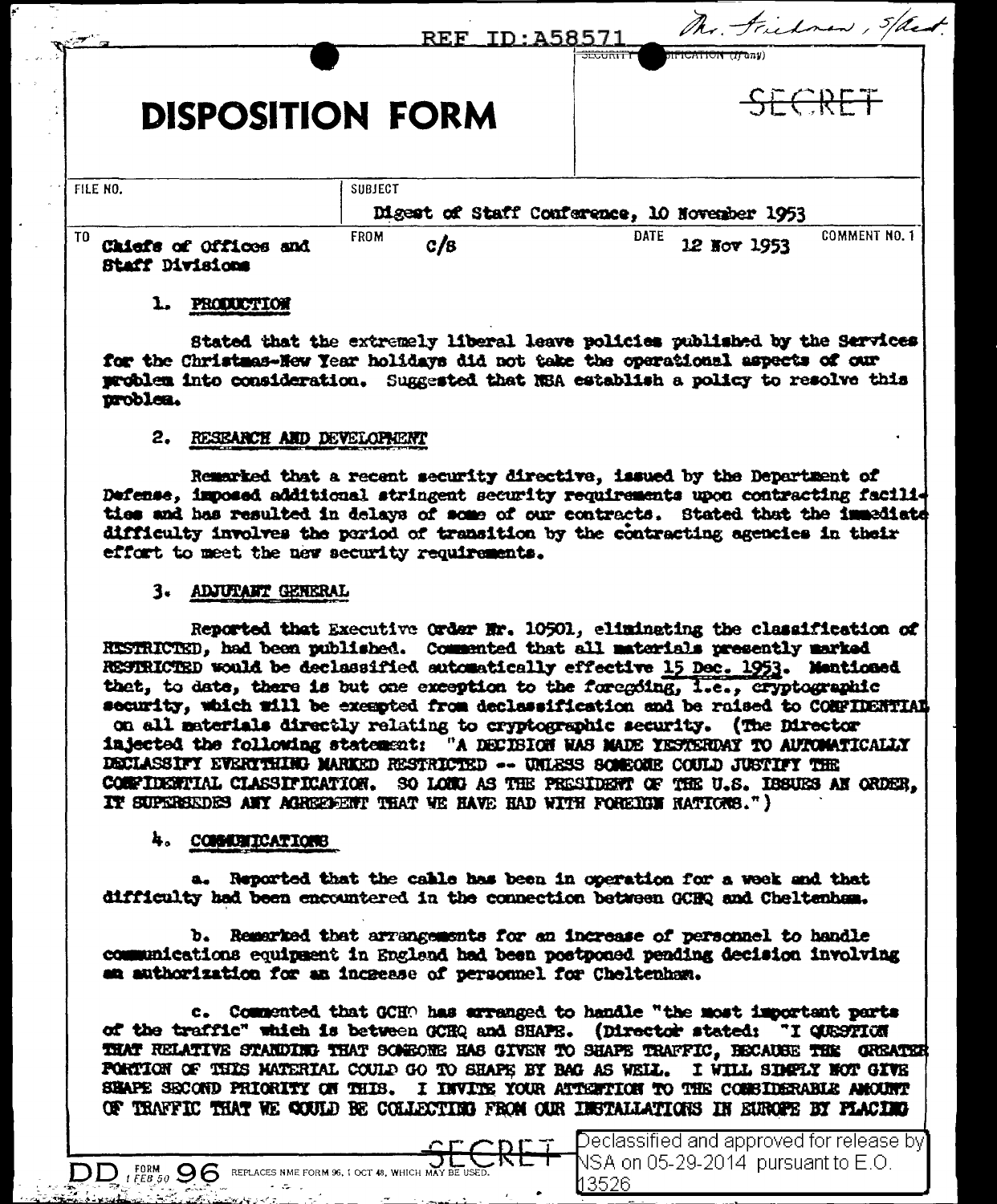REF ID:A58571

Mr. Friedman, S/Asst.

SECURITY CLASSIFICATION (if any)

SECRET

# DISPOSITION FORM

| FILE NO. | SUBJECT | | |
|---|---|---|---|
| | Digest of Staff Conference, 10 November 1953 | | |
| TO Chiefs of Offices and Staff Divisions | FROM C/S | DATE 12 Nov 1953 | COMMENT NO. 1 |

1. PRODUCTION

Stated that the extremely liberal leave policies published by the Services for the Christmas-New Year holidays did not take the operational aspects of our problem into consideration. Suggested that NSA establish a policy to resolve this problem.

2. RESEARCH AND DEVELOPMENT

Remarked that a recent security directive, issued by the Department of Defense, imposed additional stringent security requirements upon contracting facilities and has resulted in delays of some of our contracts. Stated that the immediate difficulty involves the period of transition by the contracting agencies in their effort to meet the new security requirements.

3. ADJUTANT GENERAL

Reported that Executive Order Nr. 10501, eliminating the classification of RESTRICTED, had been published. Commented that all materials presently marked RESTRICTED would be declassified automatically effective 15 Dec. 1953. Mentioned that, to date, there is but one exception to the foregoing, i.e., cryptographic security, which will be exempted from declassification and be raised to CONFIDENTIAL on all materials directly relating to cryptographic security. (The Director injected the following statement: "A DECISION WAS MADE YESTERDAY TO AUTOMATICALLY DECLASSIFY EVERYTHING MARKED RESTRICTED -- UNLESS SOMEONE COULD JUSTIFY THE CONFIDENTIAL CLASSIFICATION. SO LONG AS THE PRESIDENT OF THE U.S. ISSUES AN ORDER, IT SUPERSEDES ANY AGREEMENT THAT WE HAVE HAD WITH FOREIGN NATIONS.")

4. COMMUNICATIONS

a. Reported that the cable has been in operation for a week and that difficulty had been encountered in the connection between GCHQ and Cheltenham.

b. Remarked that arrangements for an increase of personnel to handle communications equipment in England had been postponed pending decision involving an authorization for an increase of personnel for Cheltenham.

c. Commented that GCHQ has arranged to handle "the most important parts of the traffic" which is between GCHQ and SHAPE. (Director stated: "I QUESTION THAT RELATIVE STANDING THAT SOMEONE HAS GIVEN TO SHAPE TRAFFIC, BECAUSE THE GREATER PORTION OF THIS MATERIAL COULD GO TO SHAPE BY BAG AS WELL. I WILL SIMPLY NOT GIVE SHAPE SECOND PRIORITY ON THIS. I INVITE YOUR ATTENTION TO THE CONSIDERABLE AMOUNT OF TRAFFIC THAT WE COULD BE COLLECTING FROM OUR INSTALLATIONS IN EUROPE BY PLACING

DD FORM 96 1 FEB 50 REPLACES NME FORM 96, 1 OCT 48, WHICH MAY BE USED.

SECRET

Declassified and approved for release by NSA on 05-29-2014 pursuant to E.O. 13526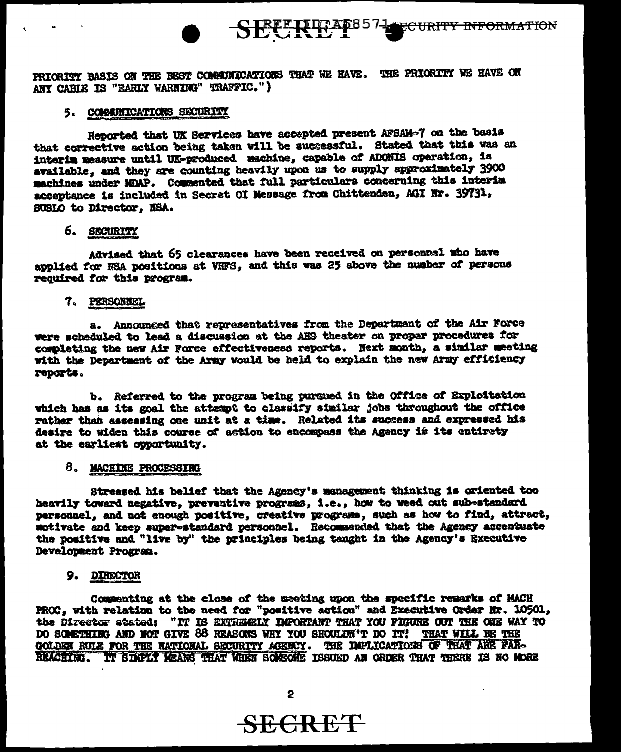PRIORITY BASIS ON THE BEST COMMUNICATIONS THAT WE HAVE. THE PRIORITY WE HAVE ON ANY CABLE IS "EARLY WARNING" TRAFFIC.")

5. COMMUNICATIONS SECURITY

Reported that UK Services have accepted present AFSAM-7 on the basis that corrective action being taken will be successful. Stated that this was an interim measure until UK-produced machine, capable of ADONIS operation, is available, and they are counting heavily upon us to supply approximately 3900 machines under MDAP. Commented that full particulars concerning this interim acceptance is included in Secret OI Message from Chittenden, AGI Nr. 39731, SUSLO to Director, NSA.

6. SECURITY

Advised that 65 clearances have been received on personnel who have applied for NSA positions at VHFS, and this was 25 above the number of persons required for this program.

7. PERSONNEL

a. Announced that representatives from the Department of the Air Force were scheduled to lead a discussion at the AHS theater on proper procedures for completing the new Air Force effectiveness reports. Next month, a similar meeting with the Department of the Army would be held to explain the new Army efficiency reports.

b. Referred to the program being pursued in the Office of Exploitation which has as its goal the attempt to classify similar jobs throughout the office rather than assessing one unit at a time. Related its success and expressed his desire to widen this course of action to encompass the Agency in its entirety at the earliest opportunity.

8. MACHINE PROCESSING

Stressed his belief that the Agency's management thinking is oriented too heavily toward negative, preventive programs, i.e., how to weed out sub-standard personnel, and not enough positive, creative programs, such as how to find, attract, motivate and keep super-standard personnel. Recommended that the Agency accentuate the positive and "live by" the principles being taught in the Agency's Executive Development Program.

9. DIRECTOR

Commenting at the close of the meeting upon the specific remarks of MACH PROC, with relation to the need for "positive action" and Executive Order Nr. 10501, the Director stated: "IT IS EXTREMELY IMPORTANT THAT YOU FIGURE OUT THE ONE WAY TO DO SOMETHING AND NOT GIVE 88 REASONS WHY YOU SHOULDN'T DO IT! THAT WILL BE THE GOLDEN RULE FOR THE NATIONAL SECURITY AGENCY. THE IMPLICATIONS OF THAT ARE FAR-REACHING. IT SIMPLY MEANS THAT WHEN SOMEONE ISSUED AN ORDER THAT THERE IS NO MORE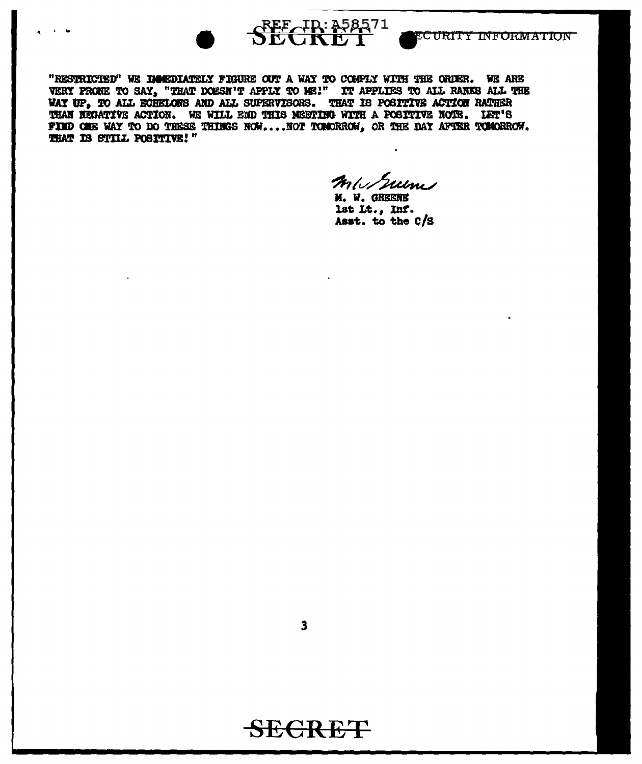"RESTRICTED" WE IMMEDIATELY FIGURE OUT A WAY TO COMPLY WITH THE ORDER. WE ARE VERY PRONE TO SAY, "THAT DOESN'T APPLY TO ME!" IT APPLIES TO ALL RANKS ALL THE WAY UP, TO ALL ECHELONS AND ALL SUPERVISORS. THAT IS POSITIVE ACTION RATHER THAN NEGATIVE ACTION. WE WILL END THIS MEETING WITH A POSITIVE NOTE. LET'S FIND ONE WAY TO DO THESE THINGS NOW....NOT TOMORROW, OR THE DAY AFTER TOMORROW. THAT IS STILL POSITIVE!"

M. W. Greene

M. W. GREENE
1st Lt., Inf.
Asst. to the C/S